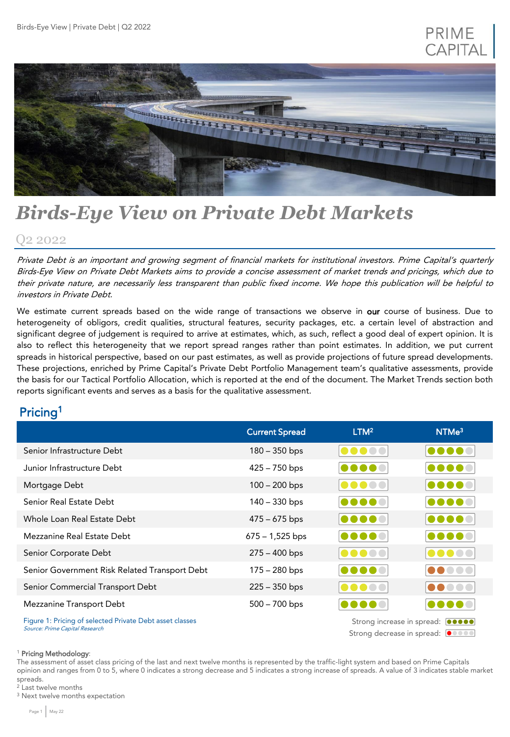# Birds-Eye View on Private Debt Markets

## Q2 2022

*Private Debt is an important and growing segment of financial markets for institutional investors. Prime Capital's quarterly Birds-Eye View on Private Debt Markets aims to provide a concise assessment of market trends and pricings, which due to their private nature, are necessarily less transparent than public fixed income. We hope this publication will be helpful to investors in Private Debt.*

We estimate current spreads based on the wide range of transactions we observe in **our** course of business. Due to heterogeneity of obligors, credit qualities, structural features, security packages, etc. a certain level of abstraction and significant degree of judgement is required to arrive at estimates, which, as such, reflect a good deal of expert opinion. It is also to reflect this heterogeneity that we report spread ranges rather than point estimates. In addition, we put current spreads in historical perspective, based on our past estimates, as well as provide projections of future spread developments. These projections, enriched by Prime Capital's Private Debt Portfolio Management team's qualitative assessments, provide the basis for our Tactical Portfolio Allocation, which is reported at the end of the document. The Market Trends section both reports significant events and serves as a basis for the qualitative assessment.

## Pricing[1]

| | Current Spread | LTM[2] | NTMe[3] |
|---|---|---|---|
| Senior Infrastructure Debt | 180 – 350 bps | 3 | 4 |
| Junior Infrastructure Debt | 425 – 750 bps | 4 | 4 |
| Mortgage Debt | 100 – 200 bps | 3 | 4 |
| Senior Real Estate Debt | 140 – 330 bps | 4 | 4 |
| Whole Loan Real Estate Debt | 475 – 675 bps | 4 | 4 |
| Mezzanine Real Estate Debt | 675 – 1,525 bps | 4 | 4 |
| Senior Corporate Debt | 275 – 400 bps | 3 | 3 |
| Senior Government Risk Related Transport Debt | 175 – 280 bps | 4 | 2 |
| Senior Commercial Transport Debt | 225 – 350 bps | 3 | 2 |
| Mezzanine Transport Debt | 500 – 700 bps | 4 | 4 |

Figure 1: Pricing of selected Private Debt asset classes
*Source: Prime Capital Research*

Strong increase in spread: 5
Strong decrease in spread: 0

[1] **Pricing Methodology**:
The assessment of asset class pricing of the last and next twelve months is represented by the traffic-light system and based on Prime Capitals opinion and ranges from 0 to 5, where 0 indicates a strong decrease and 5 indicates a strong increase of spreads. A value of 3 indicates stable market spreads.
[2] Last twelve months
[3] Next twelve months expectation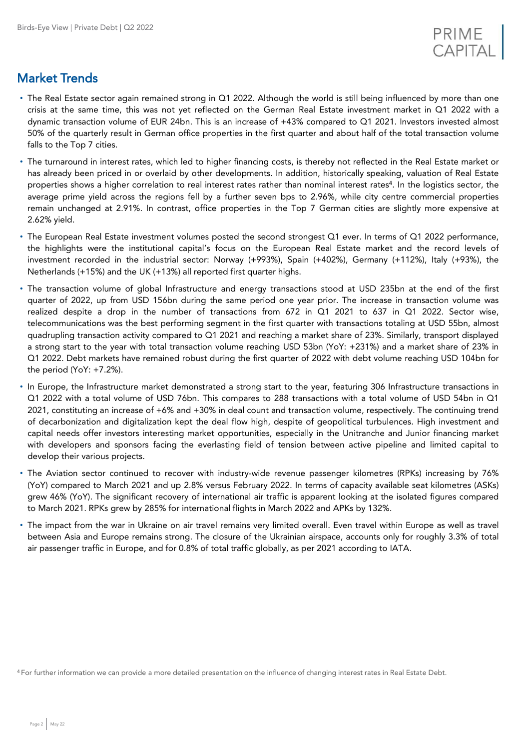## Market Trends

- The Real Estate sector again remained strong in Q1 2022. Although the world is still being influenced by more than one crisis at the same time, this was not yet reflected on the German Real Estate investment market in Q1 2022 with a dynamic transaction volume of EUR 24bn. This is an increase of +43% compared to Q1 2021. Investors invested almost 50% of the quarterly result in German office properties in the first quarter and about half of the total transaction volume falls to the Top 7 cities.
- The turnaround in interest rates, which led to higher financing costs, is thereby not reflected in the Real Estate market or has already been priced in or overlaid by other developments. In addition, historically speaking, valuation of Real Estate properties shows a higher correlation to real interest rates rather than nominal interest rates[4]. In the logistics sector, the average prime yield across the regions fell by a further seven bps to 2.96%, while city centre commercial properties remain unchanged at 2.91%. In contrast, office properties in the Top 7 German cities are slightly more expensive at 2.62% yield.
- The European Real Estate investment volumes posted the second strongest Q1 ever. In terms of Q1 2022 performance, the highlights were the institutional capital's focus on the European Real Estate market and the record levels of investment recorded in the industrial sector: Norway (+993%), Spain (+402%), Germany (+112%), Italy (+93%), the Netherlands (+15%) and the UK (+13%) all reported first quarter highs.
- The transaction volume of global Infrastructure and energy transactions stood at USD 235bn at the end of the first quarter of 2022, up from USD 156bn during the same period one year prior. The increase in transaction volume was realized despite a drop in the number of transactions from 672 in Q1 2021 to 637 in Q1 2022. Sector wise, telecommunications was the best performing segment in the first quarter with transactions totaling at USD 55bn, almost quadrupling transaction activity compared to Q1 2021 and reaching a market share of 23%. Similarly, transport displayed a strong start to the year with total transaction volume reaching USD 53bn (YoY: +231%) and a market share of 23% in Q1 2022. Debt markets have remained robust during the first quarter of 2022 with debt volume reaching USD 104bn for the period (YoY: +7.2%).
- In Europe, the Infrastructure market demonstrated a strong start to the year, featuring 306 Infrastructure transactions in Q1 2022 with a total volume of USD 76bn. This compares to 288 transactions with a total volume of USD 54bn in Q1 2021, constituting an increase of +6% and +30% in deal count and transaction volume, respectively. The continuing trend of decarbonization and digitalization kept the deal flow high, despite of geopolitical turbulences. High investment and capital needs offer investors interesting market opportunities, especially in the Unitranche and Junior financing market with developers and sponsors facing the everlasting field of tension between active pipeline and limited capital to develop their various projects.
- The Aviation sector continued to recover with industry-wide revenue passenger kilometres (RPKs) increasing by 76% (YoY) compared to March 2021 and up 2.8% versus February 2022. In terms of capacity available seat kilometres (ASKs) grew 46% (YoY). The significant recovery of international air traffic is apparent looking at the isolated figures compared to March 2021. RPKs grew by 285% for international flights in March 2022 and APKs by 132%.
- The impact from the war in Ukraine on air travel remains very limited overall. Even travel within Europe as well as travel between Asia and Europe remains strong. The closure of the Ukrainian airspace, accounts only for roughly 3.3% of total air passenger traffic in Europe, and for 0.8% of total traffic globally, as per 2021 according to IATA.

[4] For further information we can provide a more detailed presentation on the influence of changing interest rates in Real Estate Debt.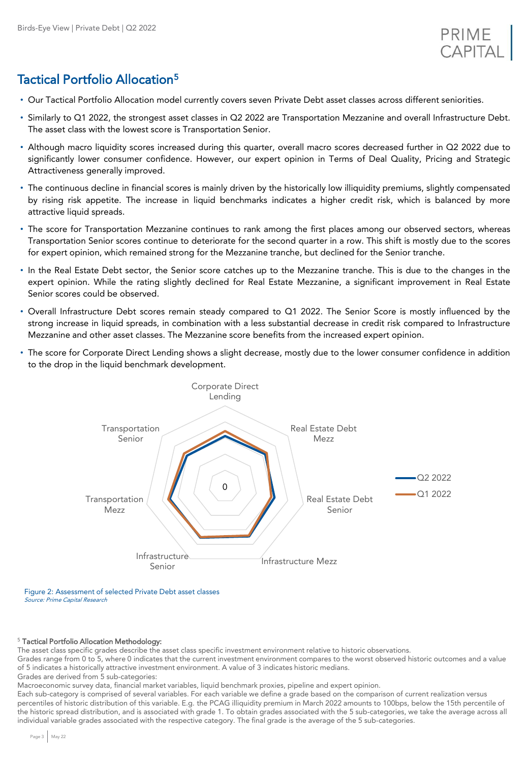## Tactical Portfolio Allocation[5]

- Our Tactical Portfolio Allocation model currently covers seven Private Debt asset classes across different seniorities.
- Similarly to Q1 2022, the strongest asset classes in Q2 2022 are Transportation Mezzanine and overall Infrastructure Debt. The asset class with the lowest score is Transportation Senior.
- Although macro liquidity scores increased during this quarter, overall macro scores decreased further in Q2 2022 due to significantly lower consumer confidence. However, our expert opinion in Terms of Deal Quality, Pricing and Strategic Attractiveness generally improved.
- The continuous decline in financial scores is mainly driven by the historically low illiquidity premiums, slightly compensated by rising risk appetite. The increase in liquid benchmarks indicates a higher credit risk, which is balanced by more attractive liquid spreads.
- The score for Transportation Mezzanine continues to rank among the first places among our observed sectors, whereas Transportation Senior scores continue to deteriorate for the second quarter in a row. This shift is mostly due to the scores for expert opinion, which remained strong for the Mezzanine tranche, but declined for the Senior tranche.
- In the Real Estate Debt sector, the Senior score catches up to the Mezzanine tranche. This is due to the changes in the expert opinion. While the rating slightly declined for Real Estate Mezzanine, a significant improvement in Real Estate Senior scores could be observed.
- Overall Infrastructure Debt scores remain steady compared to Q1 2022. The Senior Score is mostly influenced by the strong increase in liquid spreads, in combination with a less substantial decrease in credit risk compared to Infrastructure Mezzanine and other asset classes. The Mezzanine score benefits from the increased expert opinion.
- The score for Corporate Direct Lending shows a slight decrease, mostly due to the lower consumer confidence in addition to the drop in the liquid benchmark development.

Figure 2: Assessment of selected Private Debt asset classes
*Source: Prime Capital Research*

[5] **Tactical Portfolio Allocation Methodology:**
The asset class specific grades describe the asset class specific investment environment relative to historic observations.
Grades range from 0 to 5, where 0 indicates that the current investment environment compares to the worst observed historic outcomes and a value of 5 indicates a historically attractive investment environment. A value of 3 indicates historic medians.
Grades are derived from 5 sub-categories:
Macroeconomic survey data, financial market variables, liquid benchmark proxies, pipeline and expert opinion.
Each sub-category is comprised of several variables. For each variable we define a grade based on the comparison of current realization versus percentiles of historic distribution of this variable. E.g. the PCAG illiquidity premium in March 2022 amounts to 100bps, below the 15th percentile of the historic spread distribution, and is associated with grade 1. To obtain grades associated with the 5 sub-categories, we take the average across all individual variable grades associated with the respective category. The final grade is the average of the 5 sub-categories.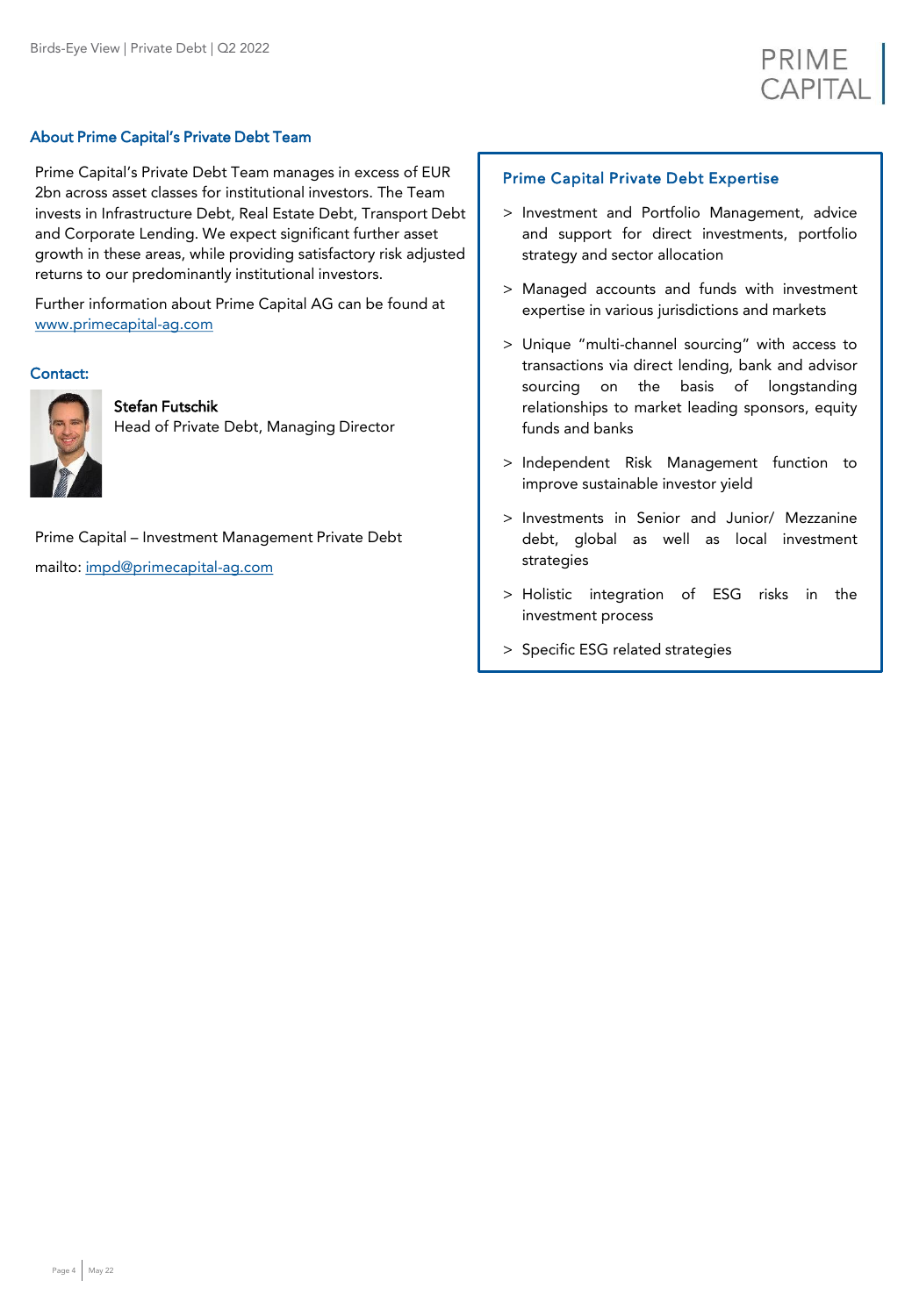## About Prime Capital's Private Debt Team

Prime Capital's Private Debt Team manages in excess of EUR 2bn across asset classes for institutional investors. The Team invests in Infrastructure Debt, Real Estate Debt, Transport Debt and Corporate Lending. We expect significant further asset growth in these areas, while providing satisfactory risk adjusted returns to our predominantly institutional investors.

Further information about Prime Capital AG can be found at [www.primecapital-ag.com](www.primecapital-ag.com)

## Contact:

**Stefan Futschik**
Head of Private Debt, Managing Director

Prime Capital – Investment Management Private Debt

mailto: [impd@primecapital-ag.com](mailto:impd@primecapital-ag.com)

### Prime Capital Private Debt Expertise

> Investment and Portfolio Management, advice and support for direct investments, portfolio strategy and sector allocation

> Managed accounts and funds with investment expertise in various jurisdictions and markets

> Unique "multi-channel sourcing" with access to transactions via direct lending, bank and advisor sourcing on the basis of longstanding relationships to market leading sponsors, equity funds and banks

> Independent Risk Management function to improve sustainable investor yield

> Investments in Senior and Junior/ Mezzanine debt, global as well as local investment strategies

> Holistic integration of ESG risks in the investment process

> Specific ESG related strategies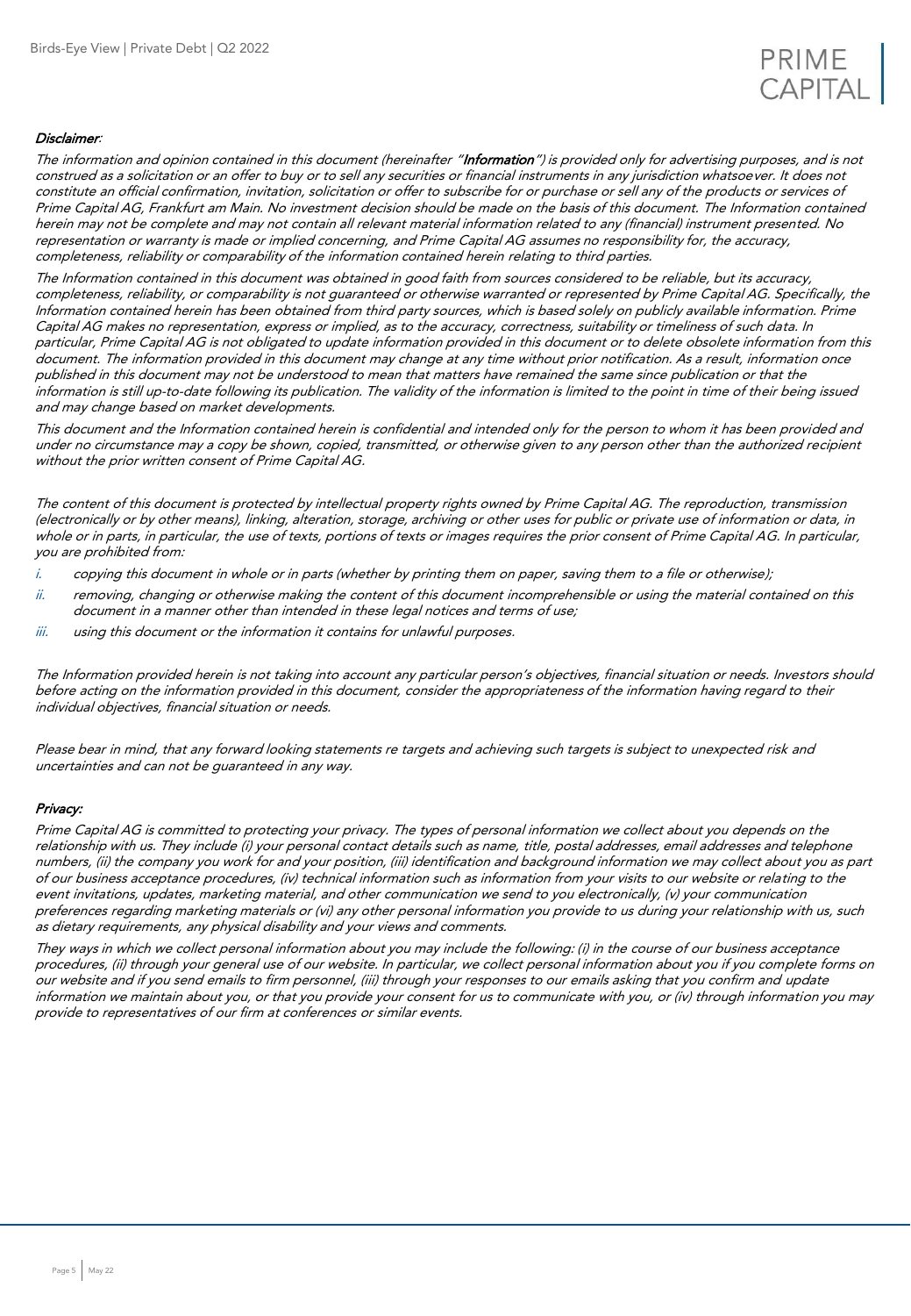### *Disclaimer:*

*The information and opinion contained in this document (hereinafter "**Information**") is provided only for advertising purposes, and is not construed as a solicitation or an offer to buy or to sell any securities or financial instruments in any jurisdiction whatsoever. It does not constitute an official confirmation, invitation, solicitation or offer to subscribe for or purchase or sell any of the products or services of Prime Capital AG, Frankfurt am Main. No investment decision should be made on the basis of this document. The Information contained herein may not be complete and may not contain all relevant material information related to any (financial) instrument presented. No representation or warranty is made or implied concerning, and Prime Capital AG assumes no responsibility for, the accuracy, completeness, reliability or comparability of the information contained herein relating to third parties.*

*The Information contained in this document was obtained in good faith from sources considered to be reliable, but its accuracy, completeness, reliability, or comparability is not guaranteed or otherwise warranted or represented by Prime Capital AG. Specifically, the Information contained herein has been obtained from third party sources, which is based solely on publicly available information. Prime Capital AG makes no representation, express or implied, as to the accuracy, correctness, suitability or timeliness of such data. In particular, Prime Capital AG is not obligated to update information provided in this document or to delete obsolete information from this document. The information provided in this document may change at any time without prior notification. As a result, information once published in this document may not be understood to mean that matters have remained the same since publication or that the information is still up-to-date following its publication. The validity of the information is limited to the point in time of their being issued and may change based on market developments.*

*This document and the Information contained herein is confidential and intended only for the person to whom it has been provided and under no circumstance may a copy be shown, copied, transmitted, or otherwise given to any person other than the authorized recipient without the prior written consent of Prime Capital AG.*

*The content of this document is protected by intellectual property rights owned by Prime Capital AG. The reproduction, transmission (electronically or by other means), linking, alteration, storage, archiving or other uses for public or private use of information or data, in whole or in parts, in particular, the use of texts, portions of texts or images requires the prior consent of Prime Capital AG. In particular, you are prohibited from:*

- *i. copying this document in whole or in parts (whether by printing them on paper, saving them to a file or otherwise);*
- *ii. removing, changing or otherwise making the content of this document incomprehensible or using the material contained on this document in a manner other than intended in these legal notices and terms of use;*
- *iii. using this document or the information it contains for unlawful purposes.*

*The Information provided herein is not taking into account any particular person's objectives, financial situation or needs. Investors should before acting on the information provided in this document, consider the appropriateness of the information having regard to their individual objectives, financial situation or needs.*

*Please bear in mind, that any forward looking statements re targets and achieving such targets is subject to unexpected risk and uncertainties and can not be guaranteed in any way.*

### *Privacy:*

*Prime Capital AG is committed to protecting your privacy. The types of personal information we collect about you depends on the relationship with us. They include (i) your personal contact details such as name, title, postal addresses, email addresses and telephone numbers, (ii) the company you work for and your position, (iii) identification and background information we may collect about you as part of our business acceptance procedures, (iv) technical information such as information from your visits to our website or relating to the event invitations, updates, marketing material, and other communication we send to you electronically, (v) your communication preferences regarding marketing materials or (vi) any other personal information you provide to us during your relationship with us, such as dietary requirements, any physical disability and your views and comments.*

*They ways in which we collect personal information about you may include the following: (i) in the course of our business acceptance procedures, (ii) through your general use of our website. In particular, we collect personal information about you if you complete forms on our website and if you send emails to firm personnel, (iii) through your responses to our emails asking that you confirm and update information we maintain about you, or that you provide your consent for us to communicate with you, or (iv) through information you may provide to representatives of our firm at conferences or similar events.*